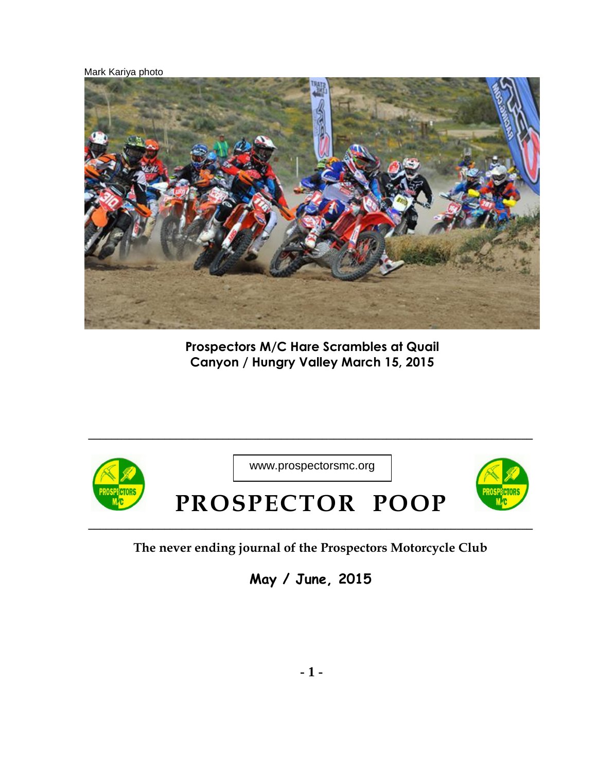Mark Kariya photo

**Prospectors M/C Hare Scrambles at Quail Canyon / Hungry Valley March 15, 2015**

www.prospectorsmc.org

# PROSPECTOR POOP

**The never ending journal of the Prospectors Motorcycle Club**

**May / June, 2015**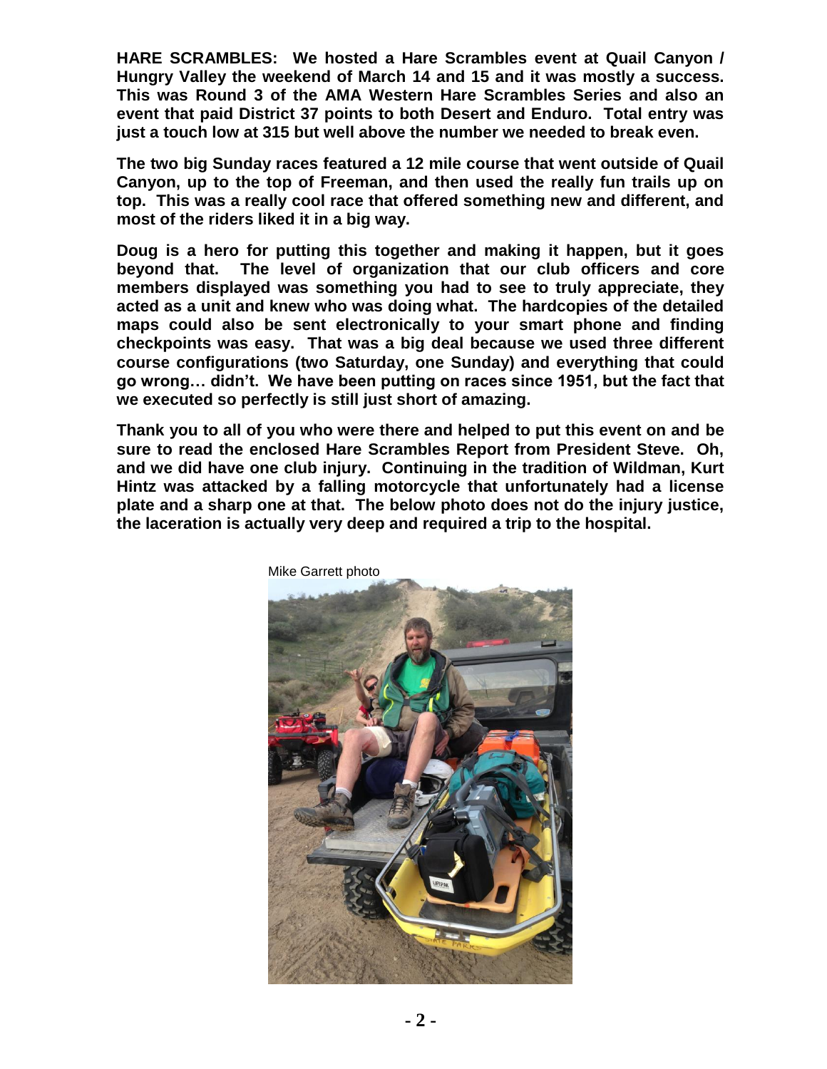**HARE SCRAMBLES: We hosted a Hare Scrambles event at Quail Canyon / Hungry Valley the weekend of March 14 and 15 and it was mostly a success. This was Round 3 of the AMA Western Hare Scrambles Series and also an event that paid District 37 points to both Desert and Enduro. Total entry was just a touch low at 315 but well above the number we needed to break even.**

**The two big Sunday races featured a 12 mile course that went outside of Quail Canyon, up to the top of Freeman, and then used the really fun trails up on top. This was a really cool race that offered something new and different, and most of the riders liked it in a big way.**

**Doug is a hero for putting this together and making it happen, but it goes beyond that. The level of organization that our club officers and core members displayed was something you had to see to truly appreciate, they acted as a unit and knew who was doing what. The hardcopies of the detailed maps could also be sent electronically to your smart phone and finding checkpoints was easy. That was a big deal because we used three different course configurations (two Saturday, one Sunday) and everything that could go wrong… didn't. We have been putting on races since 1951, but the fact that we executed so perfectly is still just short of amazing.**

**Thank you to all of you who were there and helped to put this event on and be sure to read the enclosed Hare Scrambles Report from President Steve. Oh, and we did have one club injury. Continuing in the tradition of Wildman, Kurt Hintz was attacked by a falling motorcycle that unfortunately had a license plate and a sharp one at that. The below photo does not do the injury justice, the laceration is actually very deep and required a trip to the hospital.**

Mike Garrett photo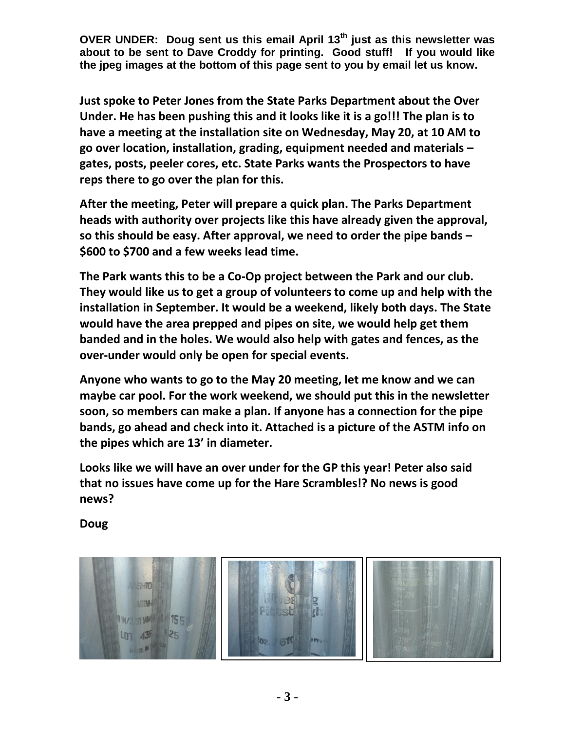**OVER UNDER: Doug sent us this email April 13th just as this newsletter was about to be sent to Dave Croddy for printing. Good stuff! If you would like the jpeg images at the bottom of this page sent to you by email let us know.**

**Just spoke to Peter Jones from the State Parks Department about the Over Under. He has been pushing this and it looks like it is a go!!! The plan is to have a meeting at the installation site on Wednesday, May 20, at 10 AM to go over location, installation, grading, equipment needed and materials – gates, posts, peeler cores, etc. State Parks wants the Prospectors to have reps there to go over the plan for this.**

**After the meeting, Peter will prepare a quick plan. The Parks Department heads with authority over projects like this have already given the approval, so this should be easy. After approval, we need to order the pipe bands – $600 to $700 and a few weeks lead time.**

**The Park wants this to be a Co-Op project between the Park and our club. They would like us to get a group of volunteers to come up and help with the installation in September. It would be a weekend, likely both days. The State would have the area prepped and pipes on site, we would help get them banded and in the holes. We would also help with gates and fences, as the over-under would only be open for special events.**

**Anyone who wants to go to the May 20 meeting, let me know and we can maybe car pool. For the work weekend, we should put this in the newsletter soon, so members can make a plan. If anyone has a connection for the pipe bands, go ahead and check into it. Attached is a picture of the ASTM info on the pipes which are 13' in diameter.**

**Looks like we will have an over under for the GP this year! Peter also said that no issues have come up for the Hare Scrambles!? No news is good news?**

**Doug**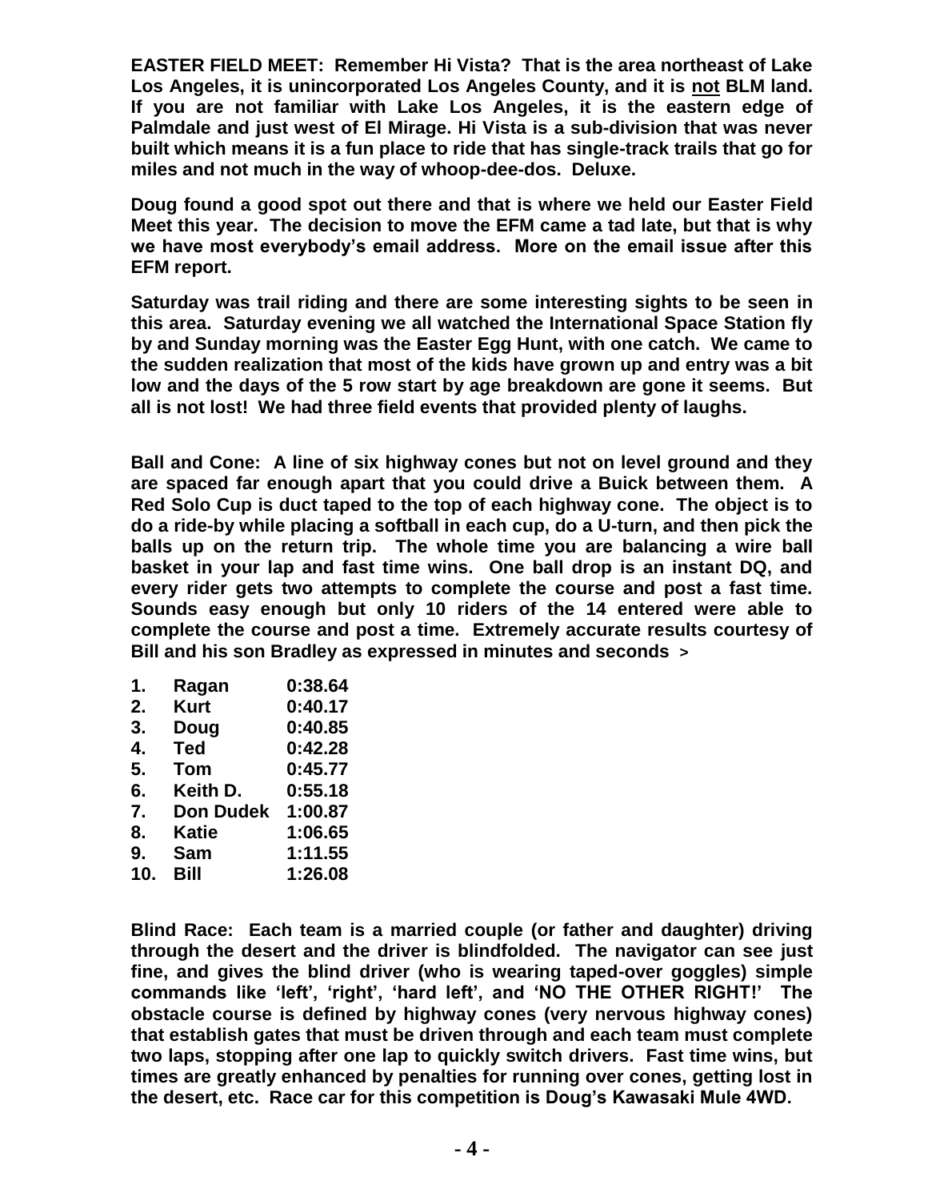**EASTER FIELD MEET: Remember Hi Vista? That is the area northeast of Lake Los Angeles, it is unincorporated Los Angeles County, and it is <u>not</u> BLM land. If you are not familiar with Lake Los Angeles, it is the eastern edge of Palmdale and just west of El Mirage. Hi Vista is a sub-division that was never built which means it is a fun place to ride that has single-track trails that go for miles and not much in the way of whoop-dee-dos. Deluxe.**

**Doug found a good spot out there and that is where we held our Easter Field Meet this year. The decision to move the EFM came a tad late, but that is why we have most everybody's email address. More on the email issue after this EFM report.**

**Saturday was trail riding and there are some interesting sights to be seen in this area. Saturday evening we all watched the International Space Station fly by and Sunday morning was the Easter Egg Hunt, with one catch. We came to the sudden realization that most of the kids have grown up and entry was a bit low and the days of the 5 row start by age breakdown are gone it seems. But all is not lost! We had three field events that provided plenty of laughs.**

**Ball and Cone: A line of six highway cones but not on level ground and they are spaced far enough apart that you could drive a Buick between them. A Red Solo Cup is duct taped to the top of each highway cone. The object is to do a ride-by while placing a softball in each cup, do a U-turn, and then pick the balls up on the return trip. The whole time you are balancing a wire ball basket in your lap and fast time wins. One ball drop is an instant DQ, and every rider gets two attempts to complete the course and post a fast time. Sounds easy enough but only 10 riders of the 14 entered were able to complete the course and post a time. Extremely accurate results courtesy of Bill and his son Bradley as expressed in minutes and seconds >**

| | | |
|---|---|---|
| **1.** | **Ragan** | **0:38.64** |
| **2.** | **Kurt** | **0:40.17** |
| **3.** | **Doug** | **0:40.85** |
| **4.** | **Ted** | **0:42.28** |
| **5.** | **Tom** | **0:45.77** |
| **6.** | **Keith D.** | **0:55.18** |
| **7.** | **Don Dudek** | **1:00.87** |
| **8.** | **Katie** | **1:06.65** |
| **9.** | **Sam** | **1:11.55** |
| **10.** | **Bill** | **1:26.08** |

**Blind Race: Each team is a married couple (or father and daughter) driving through the desert and the driver is blindfolded. The navigator can see just fine, and gives the blind driver (who is wearing taped-over goggles) simple commands like 'left', 'right', 'hard left', and 'NO THE OTHER RIGHT!' The obstacle course is defined by highway cones (very nervous highway cones) that establish gates that must be driven through and each team must complete two laps, stopping after one lap to quickly switch drivers. Fast time wins, but times are greatly enhanced by penalties for running over cones, getting lost in the desert, etc. Race car for this competition is Doug's Kawasaki Mule 4WD.**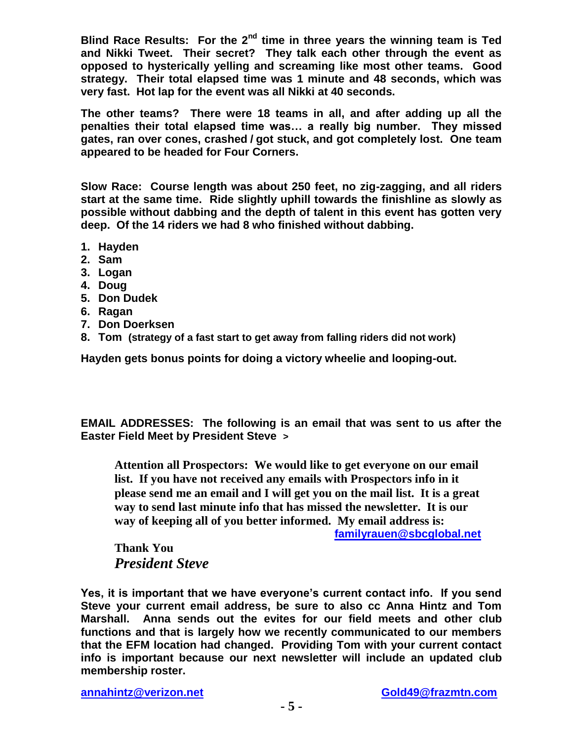**Blind Race Results: For the 2nd time in three years the winning team is Ted and Nikki Tweet. Their secret? They talk each other through the event as opposed to hysterically yelling and screaming like most other teams. Good strategy. Their total elapsed time was 1 minute and 48 seconds, which was very fast. Hot lap for the event was all Nikki at 40 seconds.**

**The other teams? There were 18 teams in all, and after adding up all the penalties their total elapsed time was… a really big number. They missed gates, ran over cones, crashed / got stuck, and got completely lost. One team appeared to be headed for Four Corners.**

**Slow Race: Course length was about 250 feet, no zig-zagging, and all riders start at the same time. Ride slightly uphill towards the finishline as slowly as possible without dabbing and the depth of talent in this event has gotten very deep. Of the 14 riders we had 8 who finished without dabbing.**

1. **Hayden**
2. **Sam**
3. **Logan**
4. **Doug**
5. **Don Dudek**
6. **Ragan**
7. **Don Doerksen**
8. **Tom (strategy of a fast start to get away from falling riders did not work)**

**Hayden gets bonus points for doing a victory wheelie and looping-out.**

**EMAIL ADDRESSES: The following is an email that was sent to us after the Easter Field Meet by President Steve >**

> **Attention all Prospectors: We would like to get everyone on our email list. If you have not received any emails with Prospectors info in it please send me an email and I will get you on the mail list. It is a great way to send last minute info that has missed the newsletter. It is our way of keeping all of you better informed. My email address is: familyrauen@sbcglobal.net**
>
> **Thank You**
> ***President Steve***

**Yes, it is important that we have everyone's current contact info. If you send Steve your current email address, be sure to also cc Anna Hintz and Tom Marshall. Anna sends out the evites for our field meets and other club functions and that is largely how we recently communicated to our members that the EFM location had changed. Providing Tom with your current contact info is important because our next newsletter will include an updated club membership roster.**

**annahintz@verizon.net** **Gold49@frazmtn.com**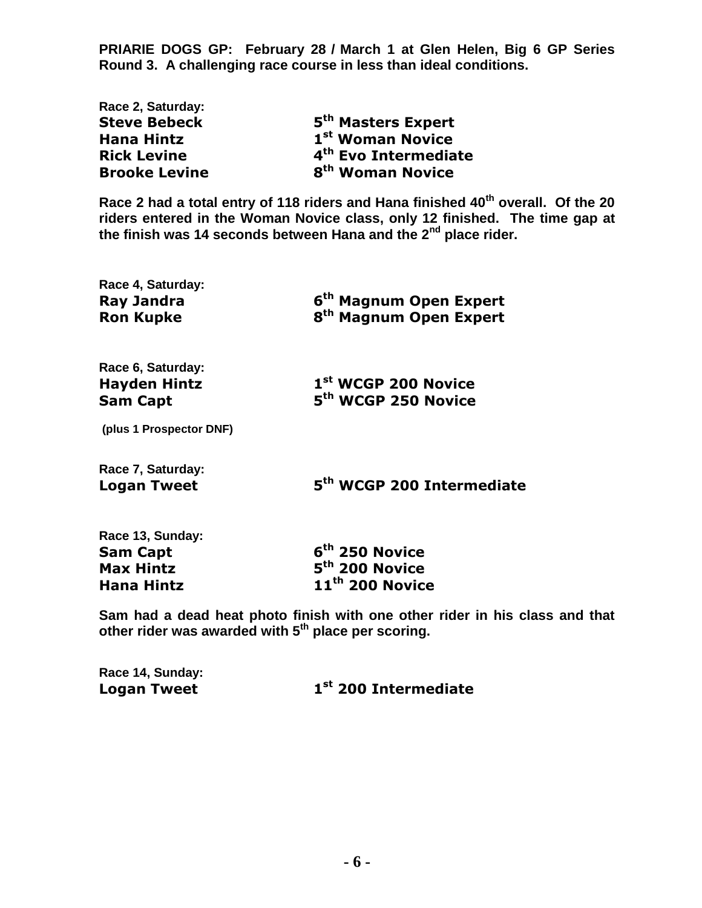**PRIARIE DOGS GP: February 28 / March 1 at Glen Helen, Big 6 GP Series Round 3. A challenging race course in less than ideal conditions.**

**Race 2, Saturday:**

| | |
|---|---|
| **Steve Bebeck** | **5th Masters Expert** |
| **Hana Hintz** | **1st Woman Novice** |
| **Rick Levine** | **4th Evo Intermediate** |
| **Brooke Levine** | **8th Woman Novice** |

**Race 2 had a total entry of 118 riders and Hana finished 40th overall. Of the 20 riders entered in the Woman Novice class, only 12 finished. The time gap at the finish was 14 seconds between Hana and the 2nd place rider.**

**Race 4, Saturday:**

| | |
|---|---|
| **Ray Jandra** | **6th Magnum Open Expert** |
| **Ron Kupke** | **8th Magnum Open Expert** |

**Race 6, Saturday:**

| | |
|---|---|
| **Hayden Hintz** | **1st WCGP 200 Novice** |
| **Sam Capt** | **5th WCGP 250 Novice** |

**(plus 1 Prospector DNF)**

**Race 7, Saturday:**

| | |
|---|---|
| **Logan Tweet** | **5th WCGP 200 Intermediate** |

**Race 13, Sunday:**

| | |
|---|---|
| **Sam Capt** | **6th 250 Novice** |
| **Max Hintz** | **5th 200 Novice** |
| **Hana Hintz** | **11th 200 Novice** |

**Sam had a dead heat photo finish with one other rider in his class and that other rider was awarded with 5th place per scoring.**

**Race 14, Sunday:**

| | |
|---|---|
| **Logan Tweet** | **1st 200 Intermediate** |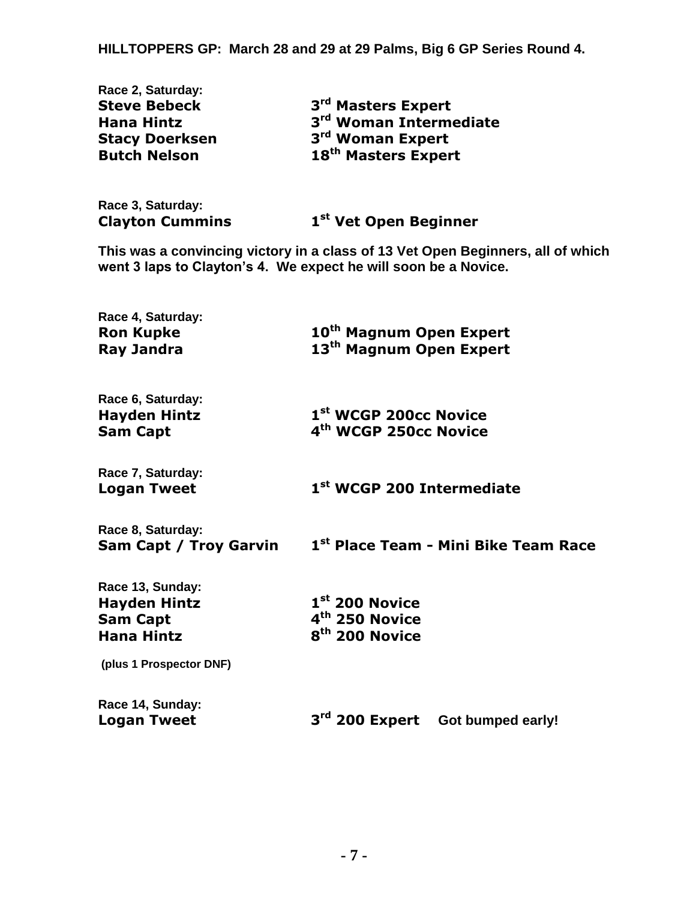**HILLTOPPERS GP: March 28 and 29 at 29 Palms, Big 6 GP Series Round 4.**

**Race 2, Saturday:**

| | |
|---|---|
| **Steve Bebeck** | **3rd Masters Expert** |
| **Hana Hintz** | **3rd Woman Intermediate** |
| **Stacy Doerksen** | **3rd Woman Expert** |
| **Butch Nelson** | **18th Masters Expert** |

**Race 3, Saturday:**

| | |
|---|---|
| **Clayton Cummins** | **1st Vet Open Beginner** |

**This was a convincing victory in a class of 13 Vet Open Beginners, all of which went 3 laps to Clayton's 4. We expect he will soon be a Novice.**

**Race 4, Saturday:**

| | |
|---|---|
| **Ron Kupke** | **10th Magnum Open Expert** |
| **Ray Jandra** | **13th Magnum Open Expert** |

**Race 6, Saturday:**

| | |
|---|---|
| **Hayden Hintz** | **1st WCGP 200cc Novice** |
| **Sam Capt** | **4th WCGP 250cc Novice** |

**Race 7, Saturday:**

| | |
|---|---|
| **Logan Tweet** | **1st WCGP 200 Intermediate** |

**Race 8, Saturday:**

| | |
|---|---|
| **Sam Capt / Troy Garvin** | **1st Place Team - Mini Bike Team Race** |

**Race 13, Sunday:**

| | |
|---|---|
| **Hayden Hintz** | **1st 200 Novice** |
| **Sam Capt** | **4th 250 Novice** |
| **Hana Hintz** | **8th 200 Novice** |

**(plus 1 Prospector DNF)**

**Race 14, Sunday:**

| | |
|---|---|
| **Logan Tweet** | **3rd 200 Expert** **Got bumped early!** |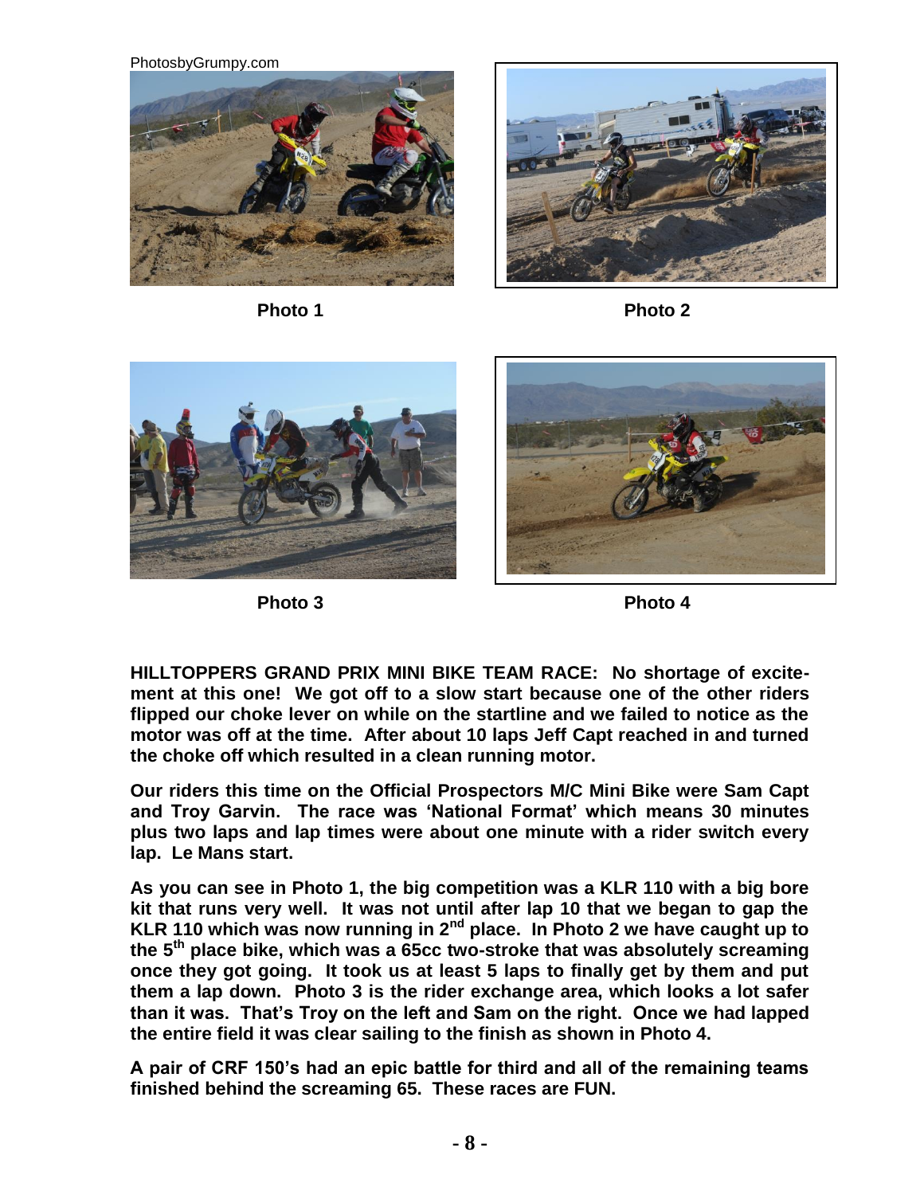PhotosbyGrumpy.com

Photo 1

Photo 2

Photo 3

Photo 4

**HILLTOPPERS GRAND PRIX MINI BIKE TEAM RACE: No shortage of excitement at this one! We got off to a slow start because one of the other riders flipped our choke lever on while on the startline and we failed to notice as the motor was off at the time. After about 10 laps Jeff Capt reached in and turned the choke off which resulted in a clean running motor.**

**Our riders this time on the Official Prospectors M/C Mini Bike were Sam Capt and Troy Garvin. The race was 'National Format' which means 30 minutes plus two laps and lap times were about one minute with a rider switch every lap. Le Mans start.**

**As you can see in Photo 1, the big competition was a KLR 110 with a big bore kit that runs very well. It was not until after lap 10 that we began to gap the KLR 110 which was now running in 2nd place. In Photo 2 we have caught up to the 5th place bike, which was a 65cc two-stroke that was absolutely screaming once they got going. It took us at least 5 laps to finally get by them and put them a lap down. Photo 3 is the rider exchange area, which looks a lot safer than it was. That's Troy on the left and Sam on the right. Once we had lapped the entire field it was clear sailing to the finish as shown in Photo 4.**

**A pair of CRF 150's had an epic battle for third and all of the remaining teams finished behind the screaming 65. These races are FUN.**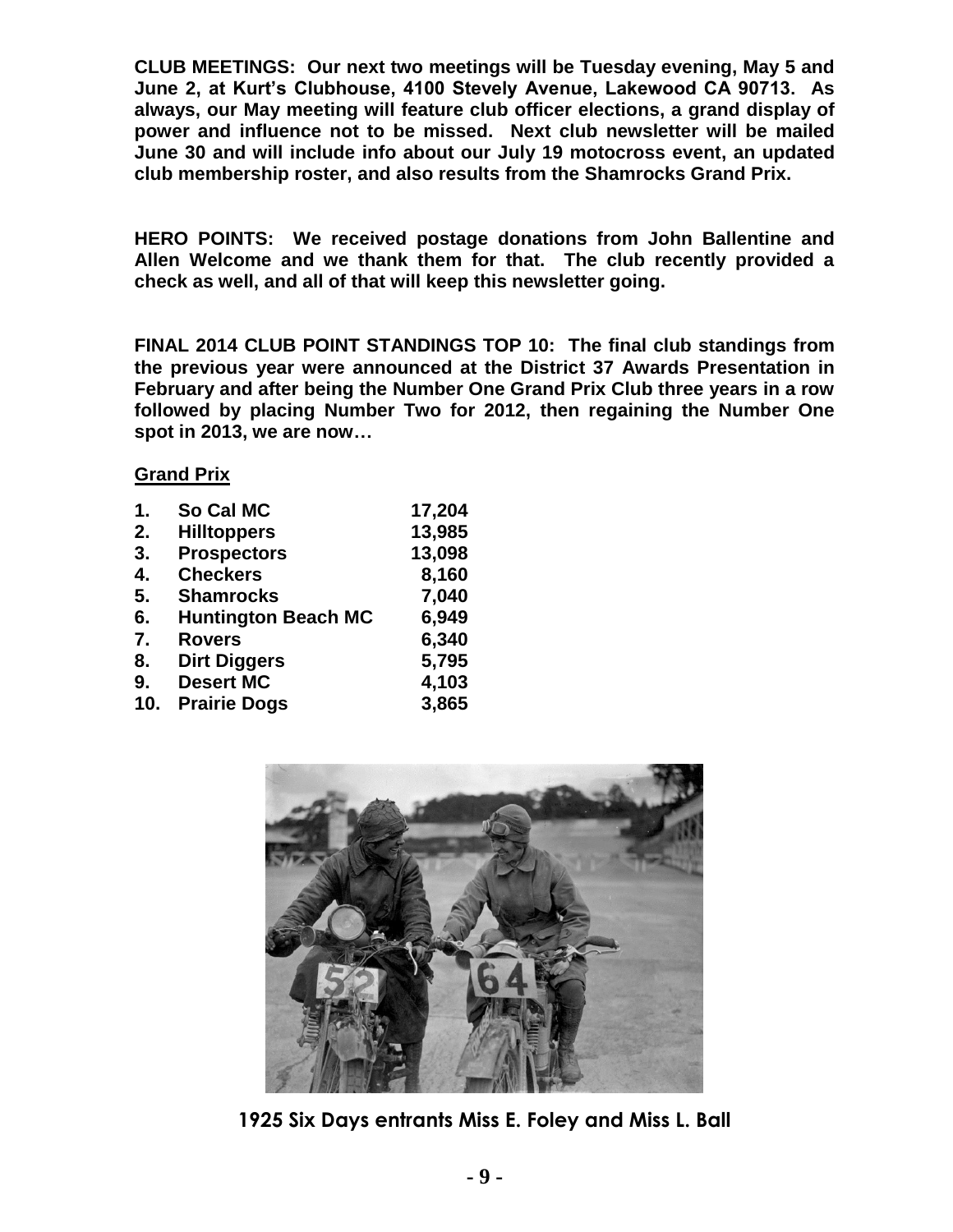**CLUB MEETINGS: Our next two meetings will be Tuesday evening, May 5 and June 2, at Kurt's Clubhouse, 4100 Stevely Avenue, Lakewood CA 90713. As always, our May meeting will feature club officer elections, a grand display of power and influence not to be missed. Next club newsletter will be mailed June 30 and will include info about our July 19 motocross event, an updated club membership roster, and also results from the Shamrocks Grand Prix.**

**HERO POINTS: We received postage donations from John Ballentine and Allen Welcome and we thank them for that. The club recently provided a check as well, and all of that will keep this newsletter going.**

**FINAL 2014 CLUB POINT STANDINGS TOP 10: The final club standings from the previous year were announced at the District 37 Awards Presentation in February and after being the Number One Grand Prix Club three years in a row followed by placing Number Two for 2012, then regaining the Number One spot in 2013, we are now…**

**Grand Prix**

| | | |
|---|---|---|
| **1.** | **So Cal MC** | **17,204** |
| **2.** | **Hilltoppers** | **13,985** |
| **3.** | **Prospectors** | **13,098** |
| **4.** | **Checkers** | **8,160** |
| **5.** | **Shamrocks** | **7,040** |
| **6.** | **Huntington Beach MC** | **6,949** |
| **7.** | **Rovers** | **6,340** |
| **8.** | **Dirt Diggers** | **5,795** |
| **9.** | **Desert MC** | **4,103** |
| **10.** | **Prairie Dogs** | **3,865** |

**1925 Six Days entrants Miss E. Foley and Miss L. Ball**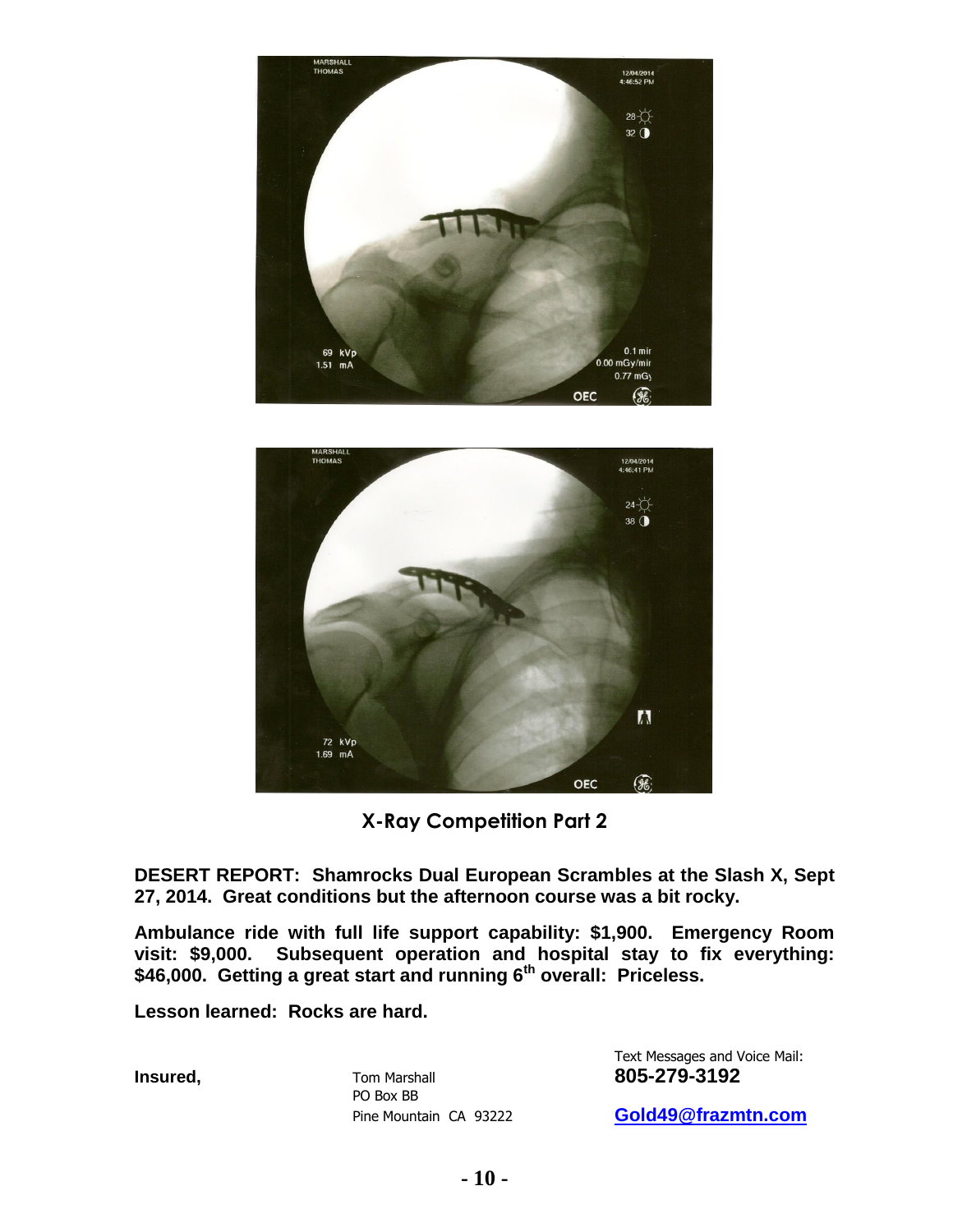**X-Ray Competition Part 2**

**DESERT REPORT: Shamrocks Dual European Scrambles at the Slash X, Sept 27, 2014. Great conditions but the afternoon course was a bit rocky.**

**Ambulance ride with full life support capability: $1,900. Emergency Room visit: $9,000. Subsequent operation and hospital stay to fix everything: $46,000. Getting a great start and running 6th overall: Priceless.**

**Lesson learned: Rocks are hard.**

**Insured,**

Tom Marshall
PO Box BB
Pine Mountain CA 93222

Text Messages and Voice Mail:
**805-279-3192**

**Gold49@frazmtn.com**